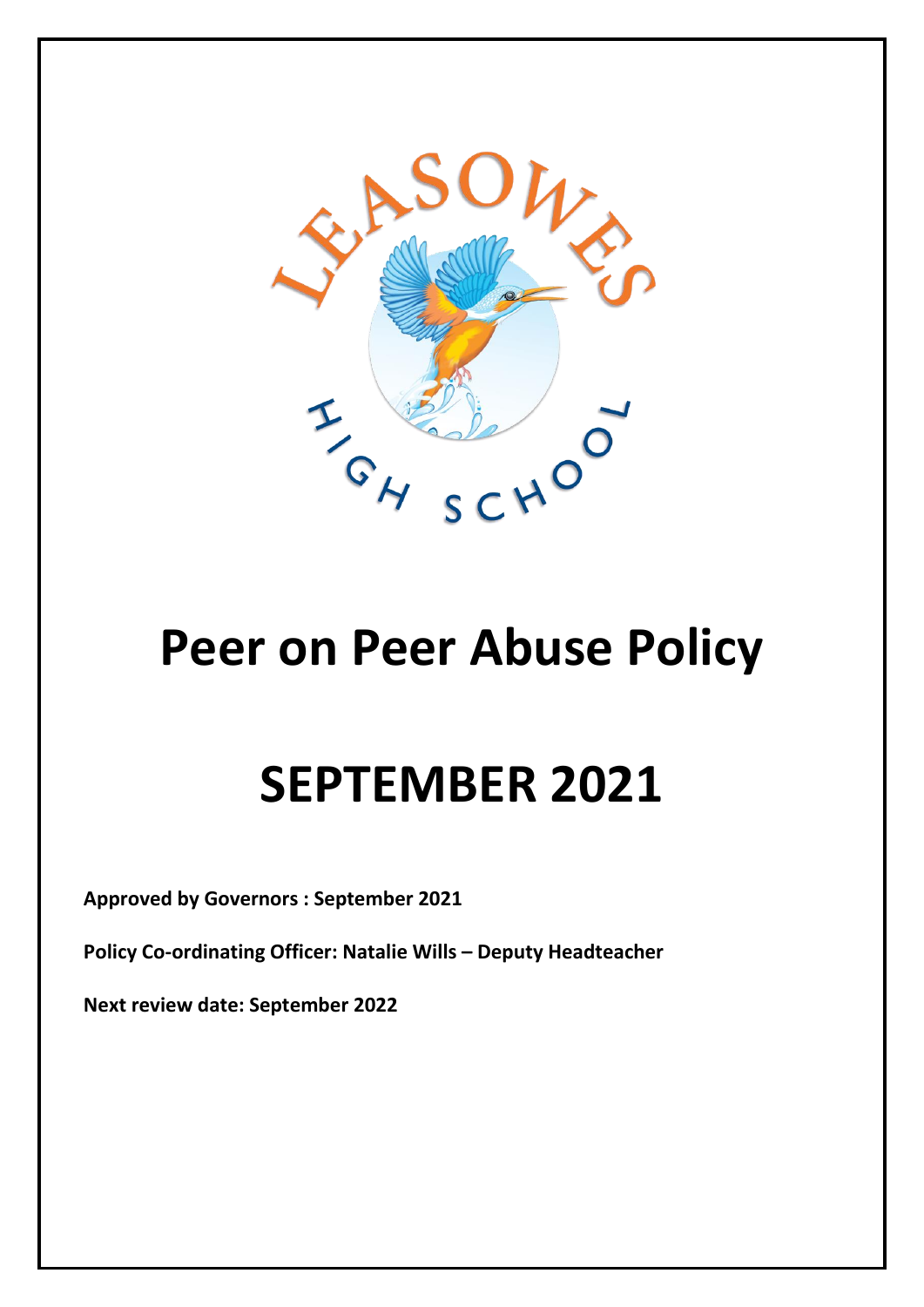# Peer on Peer Abuse Policy

# SEPTEMBER 2021

**Approved by Governors : September 2021**

**Policy Co-ordinating Officer: Natalie Wills – Deputy Headteacher**

**Next review date: September 2022**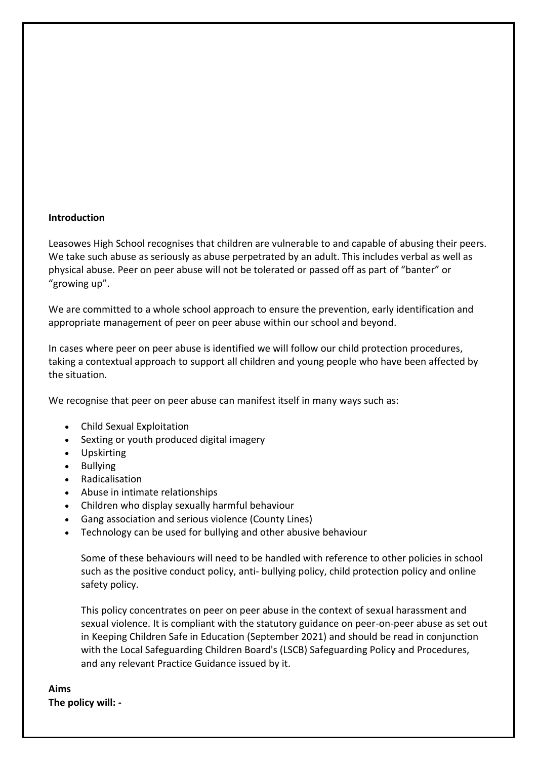**Introduction**

Leasowes High School recognises that children are vulnerable to and capable of abusing their peers. We take such abuse as seriously as abuse perpetrated by an adult. This includes verbal as well as physical abuse. Peer on peer abuse will not be tolerated or passed off as part of "banter" or "growing up".

We are committed to a whole school approach to ensure the prevention, early identification and appropriate management of peer on peer abuse within our school and beyond.

In cases where peer on peer abuse is identified we will follow our child protection procedures, taking a contextual approach to support all children and young people who have been affected by the situation.

We recognise that peer on peer abuse can manifest itself in many ways such as:

- Child Sexual Exploitation
- Sexting or youth produced digital imagery
- Upskirting
- Bullying
- Radicalisation
- Abuse in intimate relationships
- Children who display sexually harmful behaviour
- Gang association and serious violence (County Lines)
- Technology can be used for bullying and other abusive behaviour

Some of these behaviours will need to be handled with reference to other policies in school such as the positive conduct policy, anti- bullying policy, child protection policy and online safety policy.

This policy concentrates on peer on peer abuse in the context of sexual harassment and sexual violence. It is compliant with the statutory guidance on peer-on-peer abuse as set out in Keeping Children Safe in Education (September 2021) and should be read in conjunction with the Local Safeguarding Children Board's (LSCB) Safeguarding Policy and Procedures, and any relevant Practice Guidance issued by it.

**Aims**

**The policy will: -**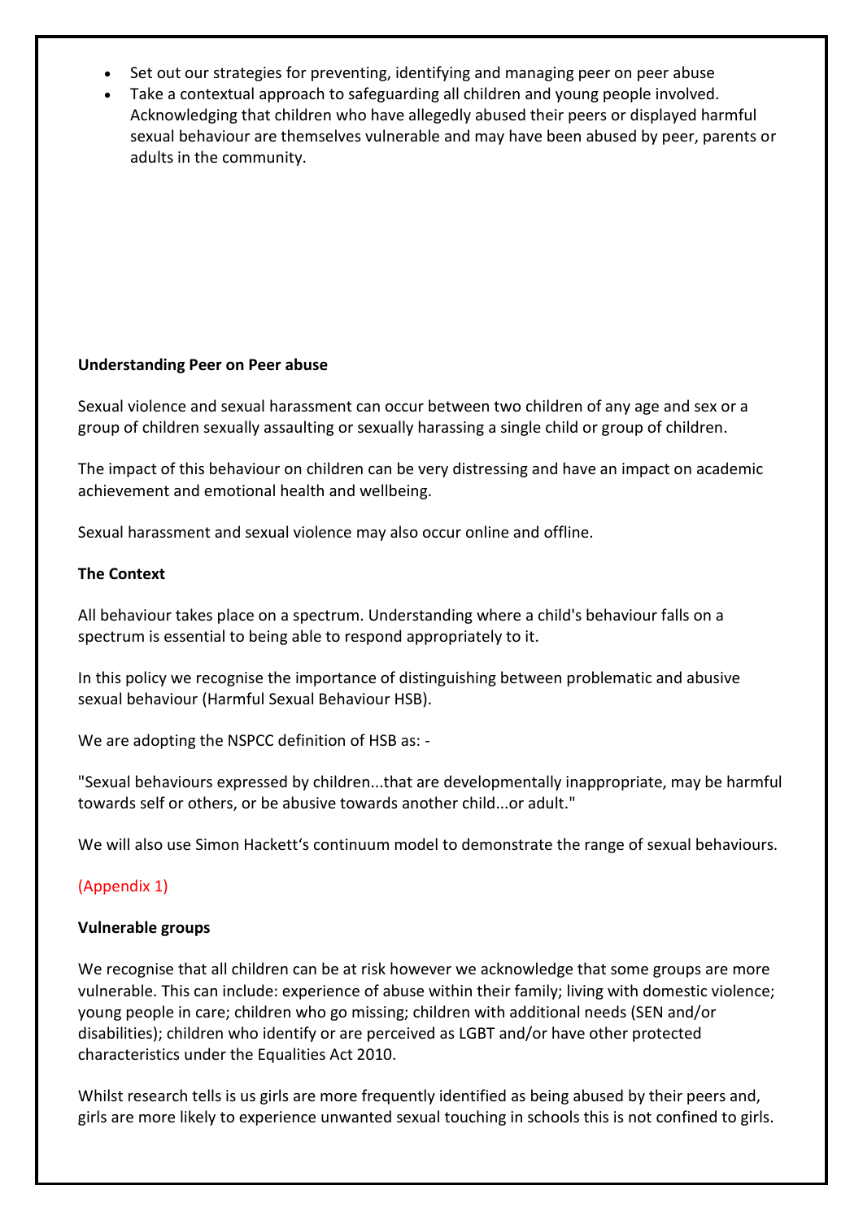- Set out our strategies for preventing, identifying and managing peer on peer abuse
- Take a contextual approach to safeguarding all children and young people involved. Acknowledging that children who have allegedly abused their peers or displayed harmful sexual behaviour are themselves vulnerable and may have been abused by peer, parents or adults in the community.

**Understanding Peer on Peer abuse**

Sexual violence and sexual harassment can occur between two children of any age and sex or a group of children sexually assaulting or sexually harassing a single child or group of children.

The impact of this behaviour on children can be very distressing and have an impact on academic achievement and emotional health and wellbeing.

Sexual harassment and sexual violence may also occur online and offline.

**The Context**

All behaviour takes place on a spectrum. Understanding where a child's behaviour falls on a spectrum is essential to being able to respond appropriately to it.

In this policy we recognise the importance of distinguishing between problematic and abusive sexual behaviour (Harmful Sexual Behaviour HSB).

We are adopting the NSPCC definition of HSB as: -

"Sexual behaviours expressed by children...that are developmentally inappropriate, may be harmful towards self or others, or be abusive towards another child...or adult."

We will also use Simon Hackett's continuum model to demonstrate the range of sexual behaviours.

(Appendix 1)

**Vulnerable groups**

We recognise that all children can be at risk however we acknowledge that some groups are more vulnerable. This can include: experience of abuse within their family; living with domestic violence; young people in care; children who go missing; children with additional needs (SEN and/or disabilities); children who identify or are perceived as LGBT and/or have other protected characteristics under the Equalities Act 2010.

Whilst research tells is us girls are more frequently identified as being abused by their peers and, girls are more likely to experience unwanted sexual touching in schools this is not confined to girls.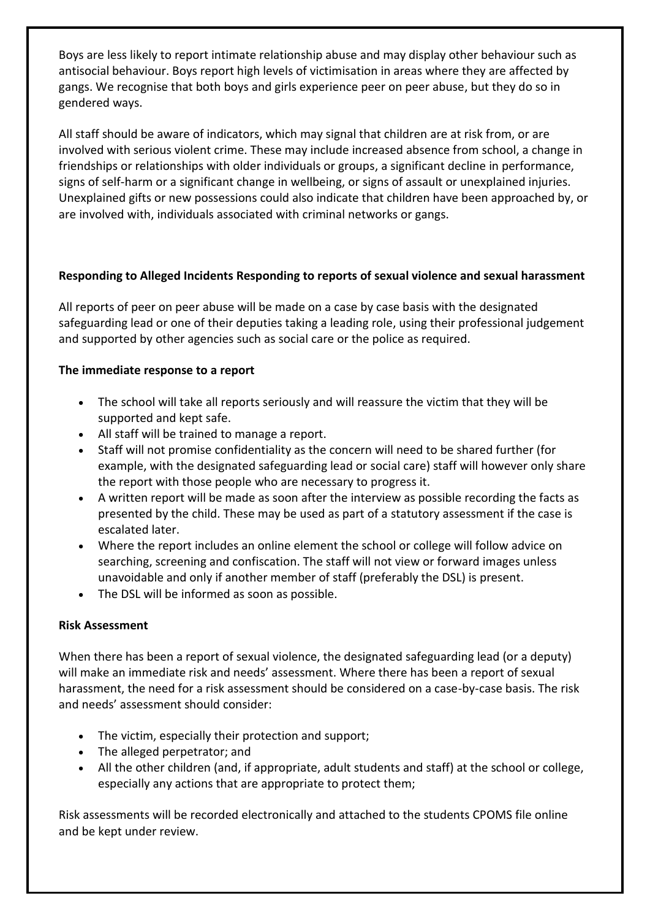Boys are less likely to report intimate relationship abuse and may display other behaviour such as antisocial behaviour. Boys report high levels of victimisation in areas where they are affected by gangs. We recognise that both boys and girls experience peer on peer abuse, but they do so in gendered ways.

All staff should be aware of indicators, which may signal that children are at risk from, or are involved with serious violent crime. These may include increased absence from school, a change in friendships or relationships with older individuals or groups, a significant decline in performance, signs of self-harm or a significant change in wellbeing, or signs of assault or unexplained injuries. Unexplained gifts or new possessions could also indicate that children have been approached by, or are involved with, individuals associated with criminal networks or gangs.

**Responding to Alleged Incidents Responding to reports of sexual violence and sexual harassment**

All reports of peer on peer abuse will be made on a case by case basis with the designated safeguarding lead or one of their deputies taking a leading role, using their professional judgement and supported by other agencies such as social care or the police as required.

**The immediate response to a report**

- The school will take all reports seriously and will reassure the victim that they will be supported and kept safe.
- All staff will be trained to manage a report.
- Staff will not promise confidentiality as the concern will need to be shared further (for example, with the designated safeguarding lead or social care) staff will however only share the report with those people who are necessary to progress it.
- A written report will be made as soon after the interview as possible recording the facts as presented by the child. These may be used as part of a statutory assessment if the case is escalated later.
- Where the report includes an online element the school or college will follow advice on searching, screening and confiscation. The staff will not view or forward images unless unavoidable and only if another member of staff (preferably the DSL) is present.
- The DSL will be informed as soon as possible.

**Risk Assessment**

When there has been a report of sexual violence, the designated safeguarding lead (or a deputy) will make an immediate risk and needs' assessment. Where there has been a report of sexual harassment, the need for a risk assessment should be considered on a case-by-case basis. The risk and needs' assessment should consider:

- The victim, especially their protection and support;
- The alleged perpetrator; and
- All the other children (and, if appropriate, adult students and staff) at the school or college, especially any actions that are appropriate to protect them;

Risk assessments will be recorded electronically and attached to the students CPOMS file online and be kept under review.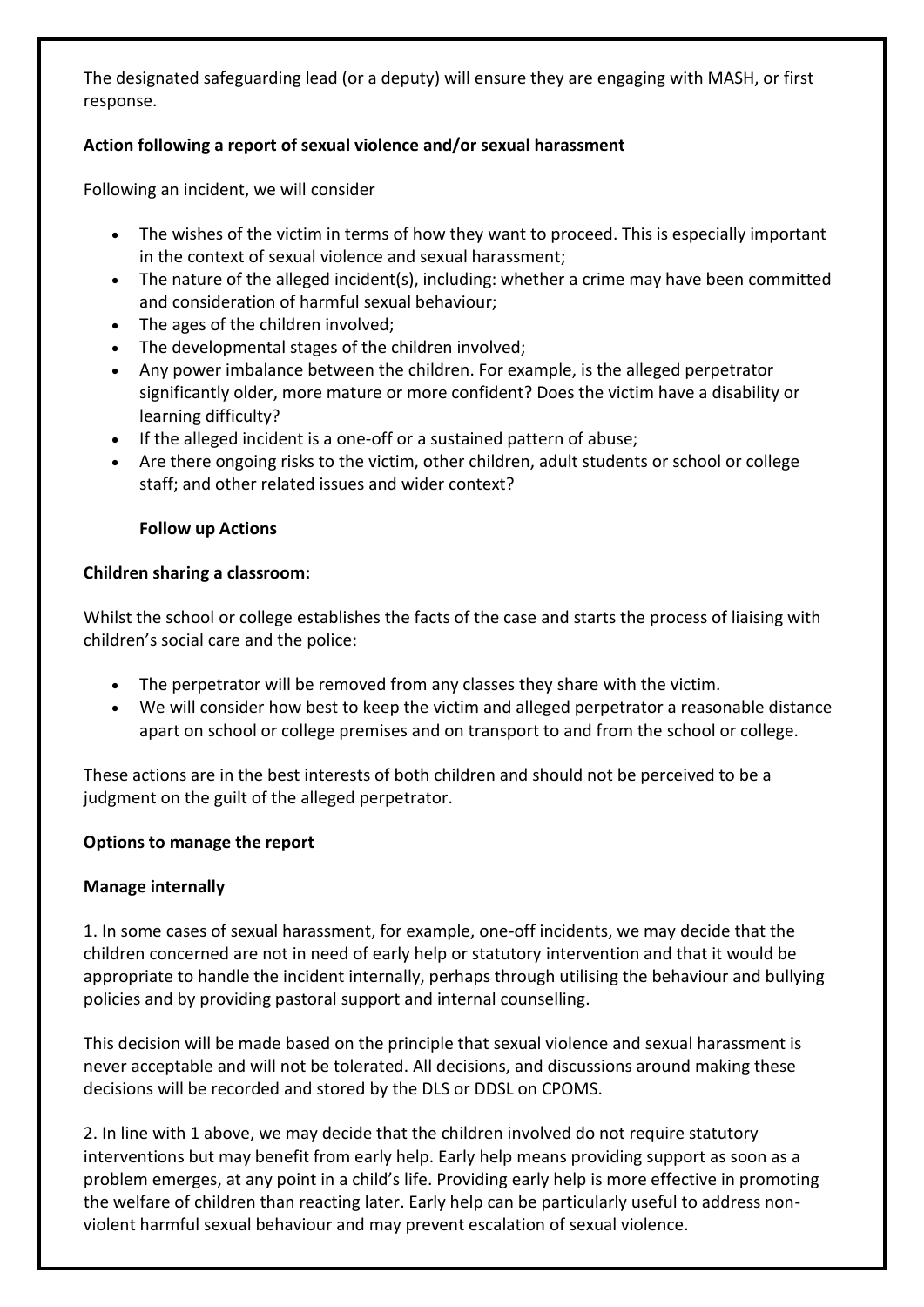The designated safeguarding lead (or a deputy) will ensure they are engaging with MASH, or first response.

**Action following a report of sexual violence and/or sexual harassment**

Following an incident, we will consider

- The wishes of the victim in terms of how they want to proceed. This is especially important in the context of sexual violence and sexual harassment;
- The nature of the alleged incident(s), including: whether a crime may have been committed and consideration of harmful sexual behaviour;
- The ages of the children involved;
- The developmental stages of the children involved;
- Any power imbalance between the children. For example, is the alleged perpetrator significantly older, more mature or more confident? Does the victim have a disability or learning difficulty?
- If the alleged incident is a one-off or a sustained pattern of abuse;
- Are there ongoing risks to the victim, other children, adult students or school or college staff; and other related issues and wider context?

**Follow up Actions**

**Children sharing a classroom:**

Whilst the school or college establishes the facts of the case and starts the process of liaising with children's social care and the police:

- The perpetrator will be removed from any classes they share with the victim.
- We will consider how best to keep the victim and alleged perpetrator a reasonable distance apart on school or college premises and on transport to and from the school or college.

These actions are in the best interests of both children and should not be perceived to be a judgment on the guilt of the alleged perpetrator.

**Options to manage the report**

**Manage internally**

1. In some cases of sexual harassment, for example, one-off incidents, we may decide that the children concerned are not in need of early help or statutory intervention and that it would be appropriate to handle the incident internally, perhaps through utilising the behaviour and bullying policies and by providing pastoral support and internal counselling.

This decision will be made based on the principle that sexual violence and sexual harassment is never acceptable and will not be tolerated. All decisions, and discussions around making these decisions will be recorded and stored by the DLS or DDSL on CPOMS.

2. In line with 1 above, we may decide that the children involved do not require statutory interventions but may benefit from early help. Early help means providing support as soon as a problem emerges, at any point in a child's life. Providing early help is more effective in promoting the welfare of children than reacting later. Early help can be particularly useful to address non-violent harmful sexual behaviour and may prevent escalation of sexual violence.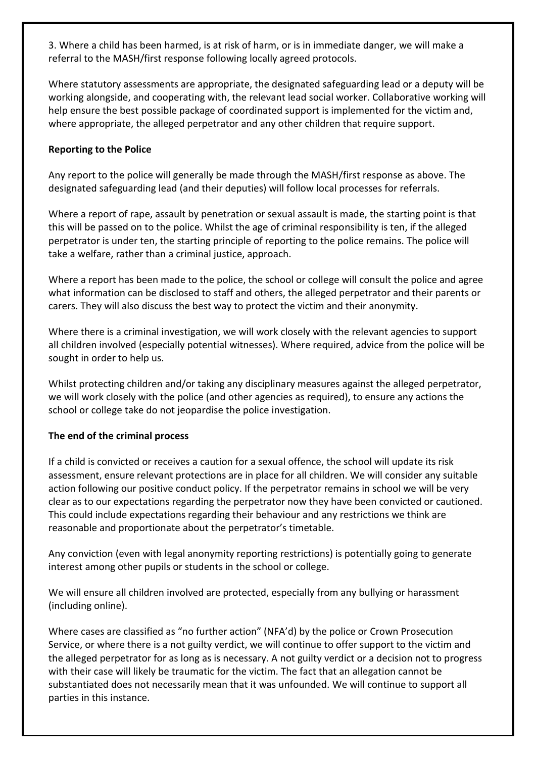3. Where a child has been harmed, is at risk of harm, or is in immediate danger, we will make a referral to the MASH/first response following locally agreed protocols.

Where statutory assessments are appropriate, the designated safeguarding lead or a deputy will be working alongside, and cooperating with, the relevant lead social worker. Collaborative working will help ensure the best possible package of coordinated support is implemented for the victim and, where appropriate, the alleged perpetrator and any other children that require support.

**Reporting to the Police**

Any report to the police will generally be made through the MASH/first response as above. The designated safeguarding lead (and their deputies) will follow local processes for referrals.

Where a report of rape, assault by penetration or sexual assault is made, the starting point is that this will be passed on to the police. Whilst the age of criminal responsibility is ten, if the alleged perpetrator is under ten, the starting principle of reporting to the police remains. The police will take a welfare, rather than a criminal justice, approach.

Where a report has been made to the police, the school or college will consult the police and agree what information can be disclosed to staff and others, the alleged perpetrator and their parents or carers. They will also discuss the best way to protect the victim and their anonymity.

Where there is a criminal investigation, we will work closely with the relevant agencies to support all children involved (especially potential witnesses). Where required, advice from the police will be sought in order to help us.

Whilst protecting children and/or taking any disciplinary measures against the alleged perpetrator, we will work closely with the police (and other agencies as required), to ensure any actions the school or college take do not jeopardise the police investigation.

**The end of the criminal process**

If a child is convicted or receives a caution for a sexual offence, the school will update its risk assessment, ensure relevant protections are in place for all children. We will consider any suitable action following our positive conduct policy. If the perpetrator remains in school we will be very clear as to our expectations regarding the perpetrator now they have been convicted or cautioned. This could include expectations regarding their behaviour and any restrictions we think are reasonable and proportionate about the perpetrator's timetable.

Any conviction (even with legal anonymity reporting restrictions) is potentially going to generate interest among other pupils or students in the school or college.

We will ensure all children involved are protected, especially from any bullying or harassment (including online).

Where cases are classified as "no further action" (NFA'd) by the police or Crown Prosecution Service, or where there is a not guilty verdict, we will continue to offer support to the victim and the alleged perpetrator for as long as is necessary. A not guilty verdict or a decision not to progress with their case will likely be traumatic for the victim. The fact that an allegation cannot be substantiated does not necessarily mean that it was unfounded. We will continue to support all parties in this instance.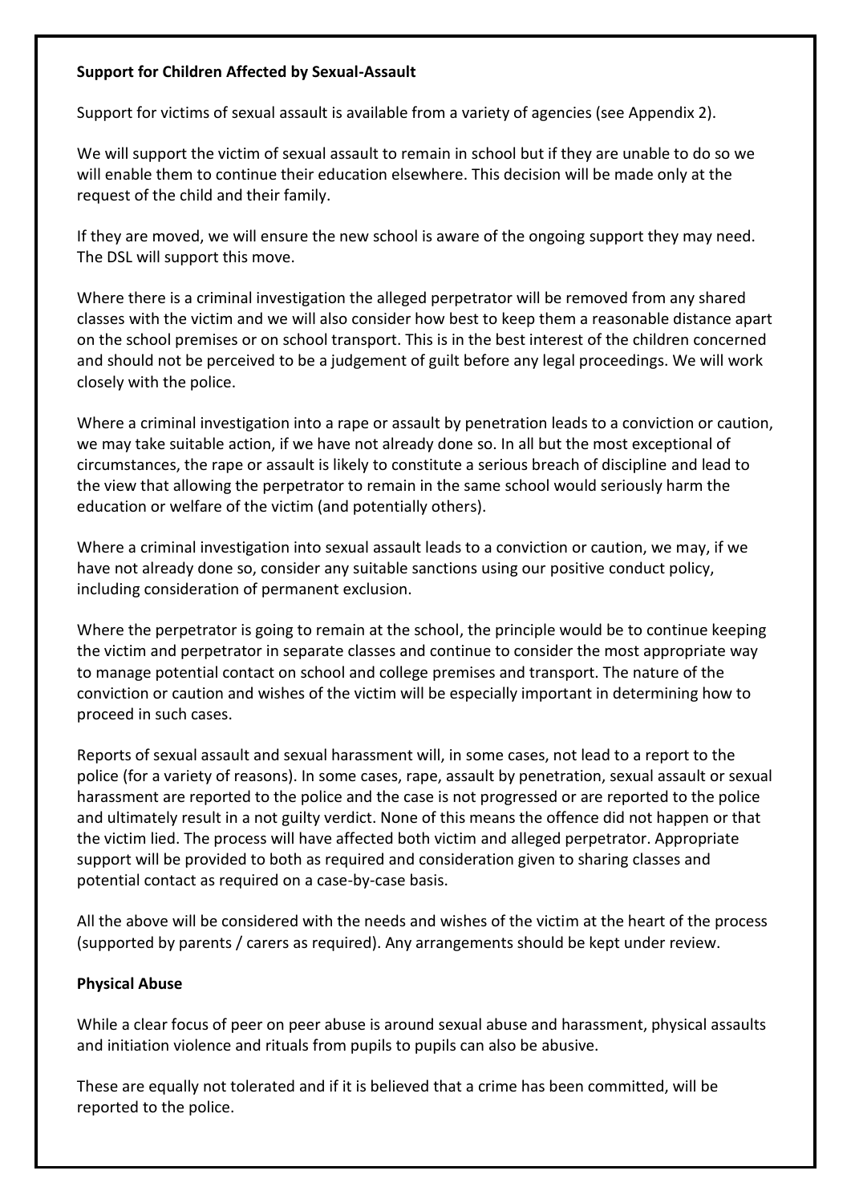**Support for Children Affected by Sexual-Assault**

Support for victims of sexual assault is available from a variety of agencies (see Appendix 2).

We will support the victim of sexual assault to remain in school but if they are unable to do so we will enable them to continue their education elsewhere. This decision will be made only at the request of the child and their family.

If they are moved, we will ensure the new school is aware of the ongoing support they may need. The DSL will support this move.

Where there is a criminal investigation the alleged perpetrator will be removed from any shared classes with the victim and we will also consider how best to keep them a reasonable distance apart on the school premises or on school transport. This is in the best interest of the children concerned and should not be perceived to be a judgement of guilt before any legal proceedings. We will work closely with the police.

Where a criminal investigation into a rape or assault by penetration leads to a conviction or caution, we may take suitable action, if we have not already done so. In all but the most exceptional of circumstances, the rape or assault is likely to constitute a serious breach of discipline and lead to the view that allowing the perpetrator to remain in the same school would seriously harm the education or welfare of the victim (and potentially others).

Where a criminal investigation into sexual assault leads to a conviction or caution, we may, if we have not already done so, consider any suitable sanctions using our positive conduct policy, including consideration of permanent exclusion.

Where the perpetrator is going to remain at the school, the principle would be to continue keeping the victim and perpetrator in separate classes and continue to consider the most appropriate way to manage potential contact on school and college premises and transport. The nature of the conviction or caution and wishes of the victim will be especially important in determining how to proceed in such cases.

Reports of sexual assault and sexual harassment will, in some cases, not lead to a report to the police (for a variety of reasons). In some cases, rape, assault by penetration, sexual assault or sexual harassment are reported to the police and the case is not progressed or are reported to the police and ultimately result in a not guilty verdict. None of this means the offence did not happen or that the victim lied. The process will have affected both victim and alleged perpetrator. Appropriate support will be provided to both as required and consideration given to sharing classes and potential contact as required on a case-by-case basis.

All the above will be considered with the needs and wishes of the victim at the heart of the process (supported by parents / carers as required). Any arrangements should be kept under review.

**Physical Abuse**

While a clear focus of peer on peer abuse is around sexual abuse and harassment, physical assaults and initiation violence and rituals from pupils to pupils can also be abusive.

These are equally not tolerated and if it is believed that a crime has been committed, will be reported to the police.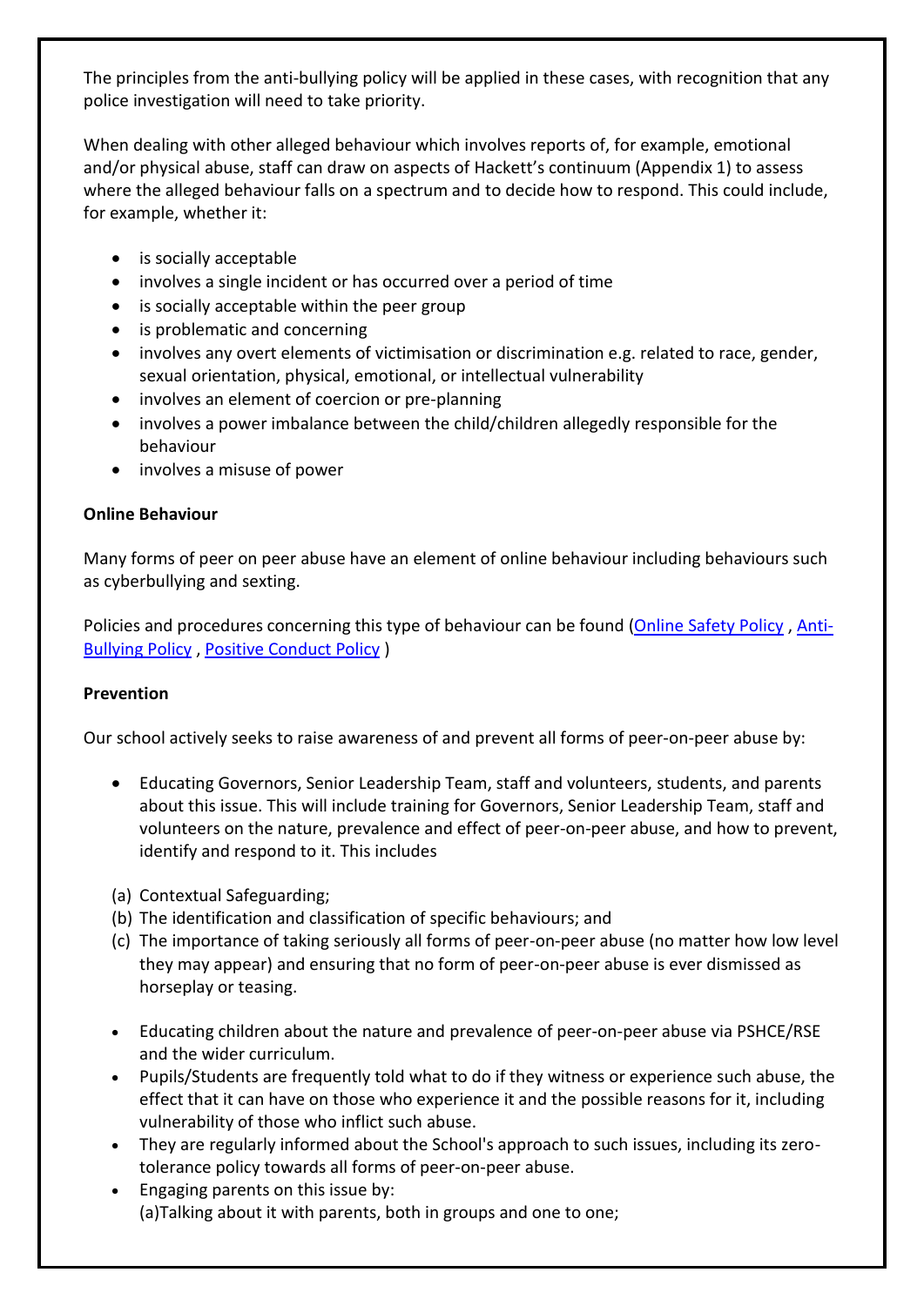The principles from the anti-bullying policy will be applied in these cases, with recognition that any police investigation will need to take priority.

When dealing with other alleged behaviour which involves reports of, for example, emotional and/or physical abuse, staff can draw on aspects of Hackett's continuum (Appendix 1) to assess where the alleged behaviour falls on a spectrum and to decide how to respond. This could include, for example, whether it:

- is socially acceptable
- involves a single incident or has occurred over a period of time
- is socially acceptable within the peer group
- is problematic and concerning
- involves any overt elements of victimisation or discrimination e.g. related to race, gender, sexual orientation, physical, emotional, or intellectual vulnerability
- involves an element of coercion or pre-planning
- involves a power imbalance between the child/children allegedly responsible for the behaviour
- involves a misuse of power

**Online Behaviour**

Many forms of peer on peer abuse have an element of online behaviour including behaviours such as cyberbullying and sexting.

Policies and procedures concerning this type of behaviour can be found (Online Safety Policy , Anti-Bullying Policy , Positive Conduct Policy )

**Prevention**

Our school actively seeks to raise awareness of and prevent all forms of peer-on-peer abuse by:

- Educating Governors, Senior Leadership Team, staff and volunteers, students, and parents about this issue. This will include training for Governors, Senior Leadership Team, staff and volunteers on the nature, prevalence and effect of peer-on-peer abuse, and how to prevent, identify and respond to it. This includes

(a) Contextual Safeguarding;
(b) The identification and classification of specific behaviours; and
(c) The importance of taking seriously all forms of peer-on-peer abuse (no matter how low level they may appear) and ensuring that no form of peer-on-peer abuse is ever dismissed as horseplay or teasing.

- Educating children about the nature and prevalence of peer-on-peer abuse via PSHCE/RSE and the wider curriculum.
- Pupils/Students are frequently told what to do if they witness or experience such abuse, the effect that it can have on those who experience it and the possible reasons for it, including vulnerability of those who inflict such abuse.
- They are regularly informed about the School's approach to such issues, including its zero-tolerance policy towards all forms of peer-on-peer abuse.
- Engaging parents on this issue by:
  (a)Talking about it with parents, both in groups and one to one;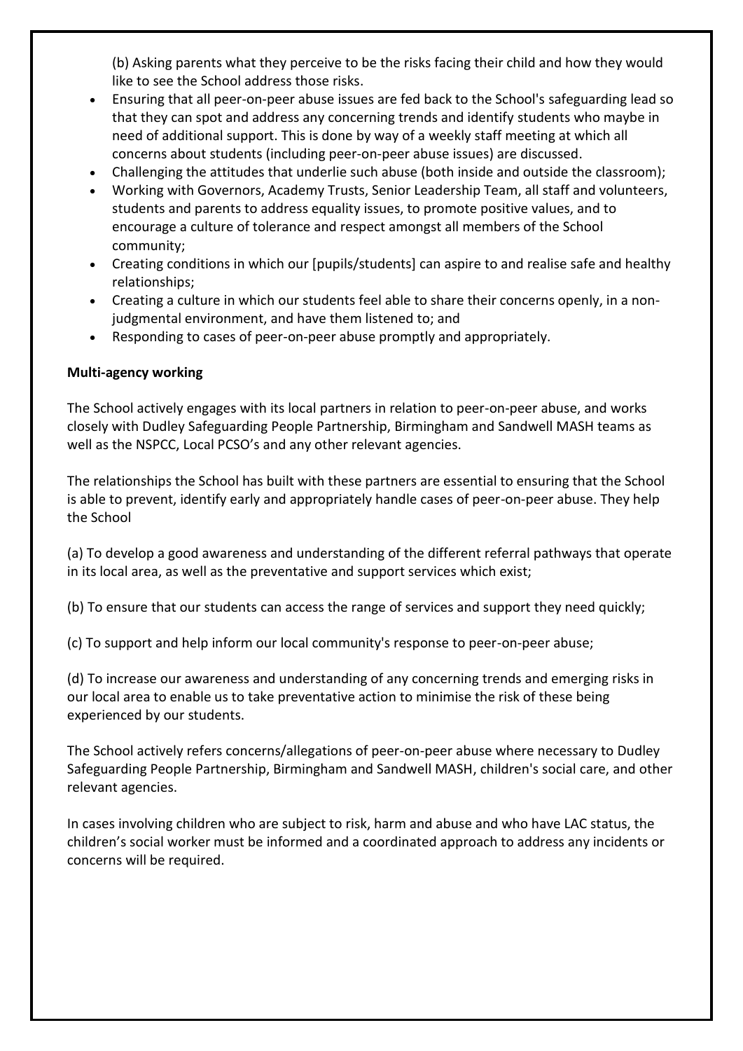(b) Asking parents what they perceive to be the risks facing their child and how they would like to see the School address those risks.

- Ensuring that all peer-on-peer abuse issues are fed back to the School's safeguarding lead so that they can spot and address any concerning trends and identify students who maybe in need of additional support. This is done by way of a weekly staff meeting at which all concerns about students (including peer-on-peer abuse issues) are discussed.
- Challenging the attitudes that underlie such abuse (both inside and outside the classroom);
- Working with Governors, Academy Trusts, Senior Leadership Team, all staff and volunteers, students and parents to address equality issues, to promote positive values, and to encourage a culture of tolerance and respect amongst all members of the School community;
- Creating conditions in which our [pupils/students] can aspire to and realise safe and healthy relationships;
- Creating a culture in which our students feel able to share their concerns openly, in a non-judgmental environment, and have them listened to; and
- Responding to cases of peer-on-peer abuse promptly and appropriately.

**Multi-agency working**

The School actively engages with its local partners in relation to peer-on-peer abuse, and works closely with Dudley Safeguarding People Partnership, Birmingham and Sandwell MASH teams as well as the NSPCC, Local PCSO's and any other relevant agencies.

The relationships the School has built with these partners are essential to ensuring that the School is able to prevent, identify early and appropriately handle cases of peer-on-peer abuse. They help the School

(a) To develop a good awareness and understanding of the different referral pathways that operate in its local area, as well as the preventative and support services which exist;

(b) To ensure that our students can access the range of services and support they need quickly;

(c) To support and help inform our local community's response to peer-on-peer abuse;

(d) To increase our awareness and understanding of any concerning trends and emerging risks in our local area to enable us to take preventative action to minimise the risk of these being experienced by our students.

The School actively refers concerns/allegations of peer-on-peer abuse where necessary to Dudley Safeguarding People Partnership, Birmingham and Sandwell MASH, children's social care, and other relevant agencies.

In cases involving children who are subject to risk, harm and abuse and who have LAC status, the children's social worker must be informed and a coordinated approach to address any incidents or concerns will be required.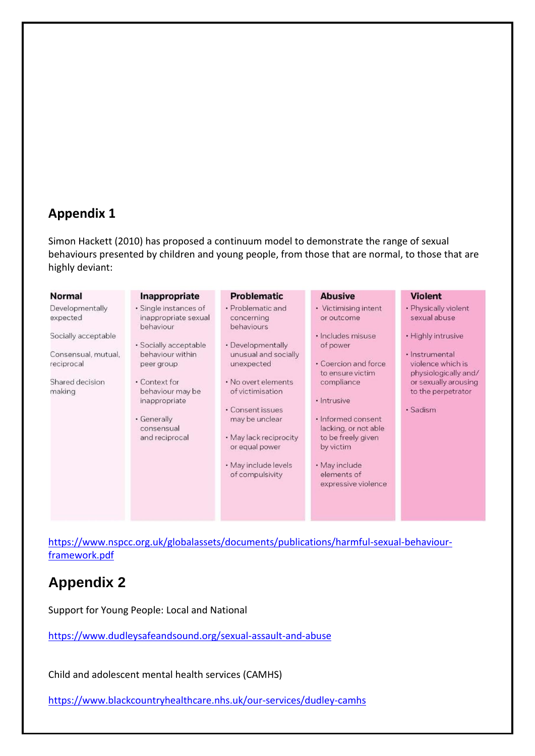## Appendix 1

Simon Hackett (2010) has proposed a continuum model to demonstrate the range of sexual behaviours presented by children and young people, from those that are normal, to those that are highly deviant:

| Normal | Inappropriate | Problematic | Abusive | Violent |
|---|---|---|---|---|
| Developmentally expected<br><br>Socially acceptable<br><br>Consensual, mutual, reciprocal<br><br>Shared decision making | • Single instances of inappropriate sexual behaviour<br><br>• Socially acceptable behaviour within peer group<br><br>• Context for behaviour may be inappropriate<br><br>• Generally consensual and reciprocal | • Problematic and concerning behaviours<br><br>• Developmentally unusual and socially unexpected<br><br>• No overt elements of victimisation<br><br>• Consent issues may be unclear<br><br>• May lack reciprocity or equal power<br><br>• May include levels of compulsivity | • Victimising intent or outcome<br><br>• Includes misuse of power<br><br>• Coercion and force to ensure victim compliance<br><br>• Intrusive<br><br>• Informed consent lacking, or not able to be freely given by victim<br><br>• May include elements of expressive violence | • Physically violent sexual abuse<br><br>• Highly intrusive<br><br>• Instrumental violence which is physiologically and/ or sexually arousing to the perpetrator<br><br>• Sadism |

https://www.nspcc.org.uk/globalassets/documents/publications/harmful-sexual-behaviour-framework.pdf

## Appendix 2

Support for Young People: Local and National

https://www.dudleysafeandsound.org/sexual-assault-and-abuse

Child and adolescent mental health services (CAMHS)

https://www.blackcountryhealthcare.nhs.uk/our-services/dudley-camhs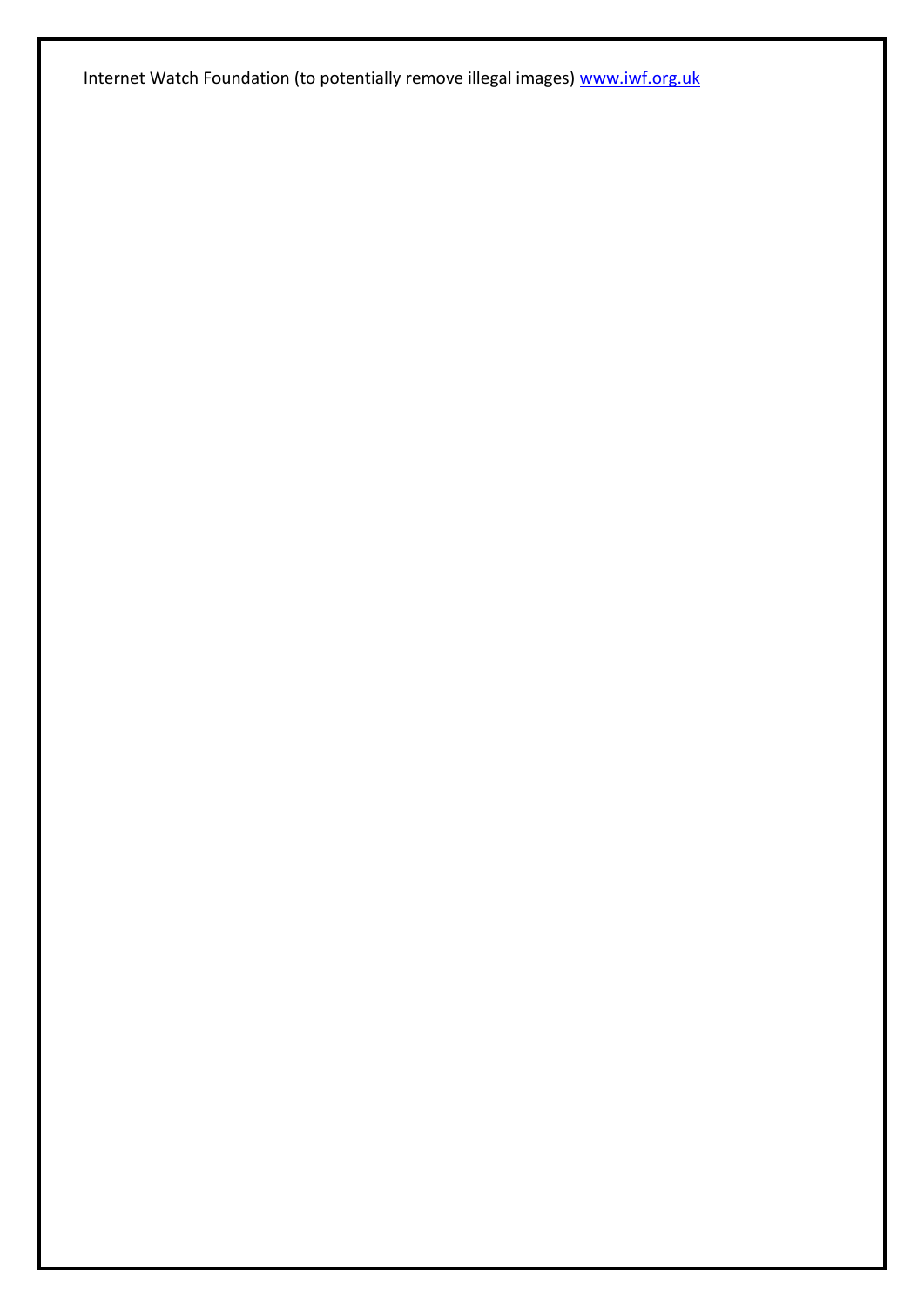Internet Watch Foundation (to potentially remove illegal images) [www.iwf.org.uk](http://www.iwf.org.uk)